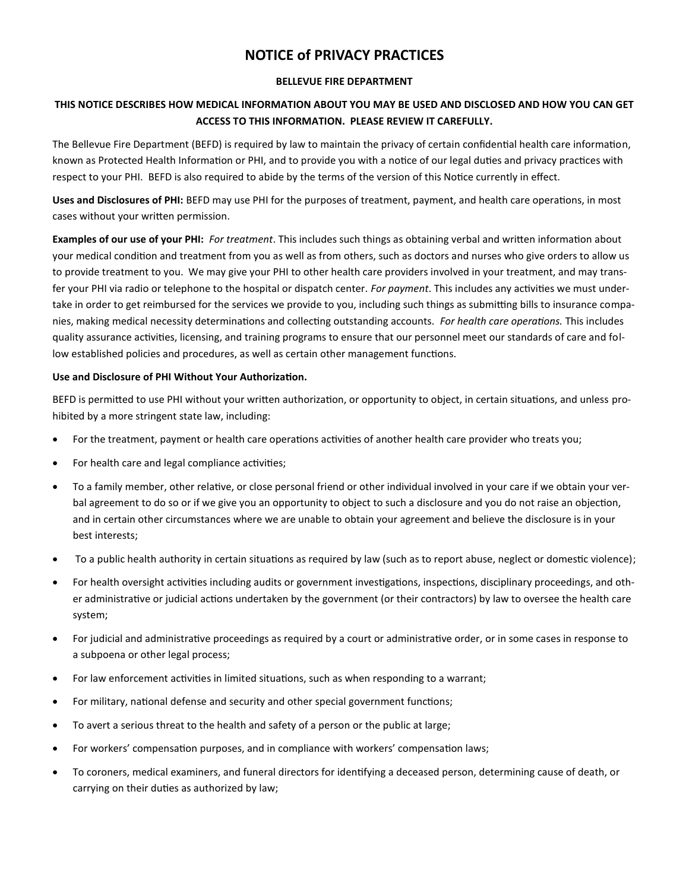# NOTICE of PRIVACY PRACTICES

## BELLEVUE FIRE DEPARTMENT

### THIS NOTICE DESCRIBES HOW MEDICAL INFORMATION ABOUT YOU MAY BE USED AND DISCLOSED AND HOW YOU CAN GET ACCESS TO THIS INFORMATION. PLEASE REVIEW IT CAREFULLY.

The Bellevue Fire Department (BEFD) is required by law to maintain the privacy of certain confidential health care information, known as Protected Health Information or PHI, and to provide you with a notice of our legal duties and privacy practices with respect to your PHI. BEFD is also required to abide by the terms of the version of this Notice currently in effect.

**Uses and Disclosures of PHI:** BEFD may use PHI for the purposes of treatment, payment, and health care operations, in most cases without your written permission.

**Examples of our use of your PHI:** *For treatment*. This includes such things as obtaining verbal and written information about your medical condition and treatment from you as well as from others, such as doctors and nurses who give orders to allow us to provide treatment to you. We may give your PHI to other health care providers involved in your treatment, and may transfer your PHI via radio or telephone to the hospital or dispatch center. *For payment*. This includes any activities we must undertake in order to get reimbursed for the services we provide to you, including such things as submitting bills to insurance companies, making medical necessity determinations and collecting outstanding accounts. *For health care operations.* This includes quality assurance activities, licensing, and training programs to ensure that our personnel meet our standards of care and follow established policies and procedures, as well as certain other management functions.

**Use and Disclosure of PHI Without Your Authorization.**

BEFD is permitted to use PHI without your written authorization, or opportunity to object, in certain situations, and unless prohibited by a more stringent state law, including:

- For the treatment, payment or health care operations activities of another health care provider who treats you;
- For health care and legal compliance activities;
- To a family member, other relative, or close personal friend or other individual involved in your care if we obtain your verbal agreement to do so or if we give you an opportunity to object to such a disclosure and you do not raise an objection, and in certain other circumstances where we are unable to obtain your agreement and believe the disclosure is in your best interests;
- To a public health authority in certain situations as required by law (such as to report abuse, neglect or domestic violence);
- For health oversight activities including audits or government investigations, inspections, disciplinary proceedings, and other administrative or judicial actions undertaken by the government (or their contractors) by law to oversee the health care system;
- For judicial and administrative proceedings as required by a court or administrative order, or in some cases in response to a subpoena or other legal process;
- For law enforcement activities in limited situations, such as when responding to a warrant;
- For military, national defense and security and other special government functions;
- To avert a serious threat to the health and safety of a person or the public at large;
- For workers' compensation purposes, and in compliance with workers' compensation laws;
- To coroners, medical examiners, and funeral directors for identifying a deceased person, determining cause of death, or carrying on their duties as authorized by law;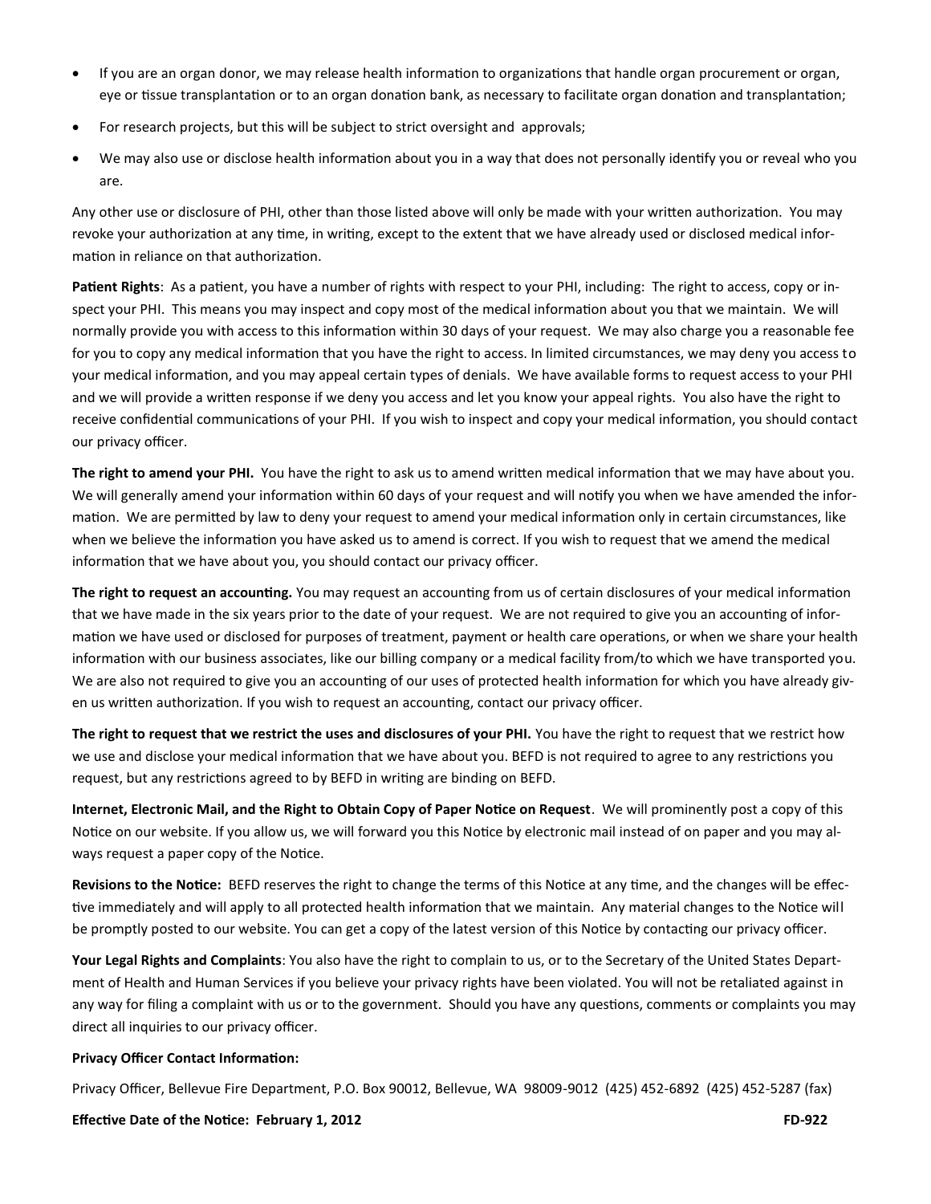- If you are an organ donor, we may release health information to organizations that handle organ procurement or organ, eye or tissue transplantation or to an organ donation bank, as necessary to facilitate organ donation and transplantation;
- For research projects, but this will be subject to strict oversight and approvals;
- We may also use or disclose health information about you in a way that does not personally identify you or reveal who you are.

Any other use or disclosure of PHI, other than those listed above will only be made with your written authorization. You may revoke your authorization at any time, in writing, except to the extent that we have already used or disclosed medical information in reliance on that authorization.

**Patient Rights**: As a patient, you have a number of rights with respect to your PHI, including: The right to access, copy or inspect your PHI. This means you may inspect and copy most of the medical information about you that we maintain. We will normally provide you with access to this information within 30 days of your request. We may also charge you a reasonable fee for you to copy any medical information that you have the right to access. In limited circumstances, we may deny you access to your medical information, and you may appeal certain types of denials. We have available forms to request access to your PHI and we will provide a written response if we deny you access and let you know your appeal rights. You also have the right to receive confidential communications of your PHI. If you wish to inspect and copy your medical information, you should contact our privacy officer.

**The right to amend your PHI.** You have the right to ask us to amend written medical information that we may have about you. We will generally amend your information within 60 days of your request and will notify you when we have amended the information. We are permitted by law to deny your request to amend your medical information only in certain circumstances, like when we believe the information you have asked us to amend is correct. If you wish to request that we amend the medical information that we have about you, you should contact our privacy officer.

**The right to request an accounting.** You may request an accounting from us of certain disclosures of your medical information that we have made in the six years prior to the date of your request. We are not required to give you an accounting of information we have used or disclosed for purposes of treatment, payment or health care operations, or when we share your health information with our business associates, like our billing company or a medical facility from/to which we have transported you. We are also not required to give you an accounting of our uses of protected health information for which you have already given us written authorization. If you wish to request an accounting, contact our privacy officer.

**The right to request that we restrict the uses and disclosures of your PHI.** You have the right to request that we restrict how we use and disclose your medical information that we have about you. BEFD is not required to agree to any restrictions you request, but any restrictions agreed to by BEFD in writing are binding on BEFD.

**Internet, Electronic Mail, and the Right to Obtain Copy of Paper Notice on Request**. We will prominently post a copy of this Notice on our website. If you allow us, we will forward you this Notice by electronic mail instead of on paper and you may always request a paper copy of the Notice.

**Revisions to the Notice:** BEFD reserves the right to change the terms of this Notice at any time, and the changes will be effective immediately and will apply to all protected health information that we maintain. Any material changes to the Notice will be promptly posted to our website. You can get a copy of the latest version of this Notice by contacting our privacy officer.

**Your Legal Rights and Complaints**: You also have the right to complain to us, or to the Secretary of the United States Department of Health and Human Services if you believe your privacy rights have been violated. You will not be retaliated against in any way for filing a complaint with us or to the government. Should you have any questions, comments or complaints you may direct all inquiries to our privacy officer.

**Privacy Officer Contact Information:**

Privacy Officer, Bellevue Fire Department, P.O. Box 90012, Bellevue, WA 98009-9012 (425) 452-6892 (425) 452-5287 (fax)

**Effective Date of the Notice: February 1, 2012** **FD-922**